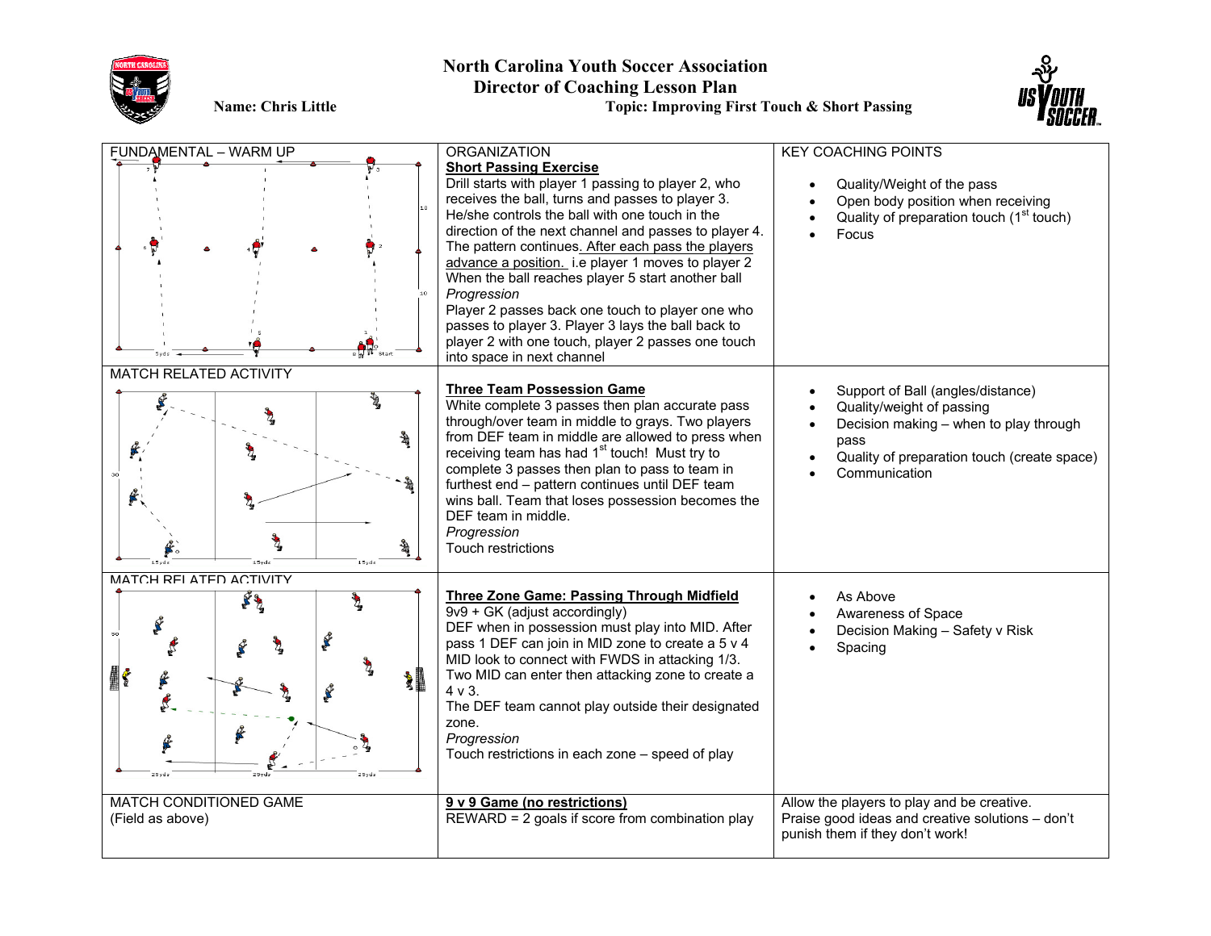# North Carolina Youth Soccer Association
## Director of Coaching Lesson Plan

**Name: Chris Little** **Topic: Improving First Touch & Short Passing**

| | ORGANIZATION | KEY COACHING POINTS |
|---|---|---|
| FUNDAMENTAL – WARM UP | **Short Passing Exercise**<br>Drill starts with player 1 passing to player 2, who receives the ball, turns and passes to player 3. He/she controls the ball with one touch in the direction of the next channel and passes to player 4. The pattern continues. After each pass the players advance a position. i.e player 1 moves to player 2 When the ball reaches player 5 start another ball<br>*Progression*<br>Player 2 passes back one touch to player one who passes to player 3. Player 3 lays the ball back to player 2 with one touch, player 2 passes one touch into space in next channel | • Quality/Weight of the pass<br>• Open body position when receiving<br>• Quality of preparation touch (1st touch)<br>• Focus |
| MATCH RELATED ACTIVITY | **Three Team Possession Game**<br>White complete 3 passes then plan accurate pass through/over team in middle to grays. Two players from DEF team in middle are allowed to press when receiving team has had 1st touch! Must try to complete 3 passes then plan to pass to team in furthest end – pattern continues until DEF team wins ball. Team that loses possession becomes the DEF team in middle.<br>*Progression*<br>Touch restrictions | • Support of Ball (angles/distance)<br>• Quality/weight of passing<br>• Decision making – when to play through pass<br>• Quality of preparation touch (create space)<br>• Communication |
| MATCH RELATED ACTIVITY | **Three Zone Game: Passing Through Midfield**<br>9v9 + GK (adjust accordingly)<br>DEF when in possession must play into MID. After pass 1 DEF can join in MID zone to create a 5 v 4 MID look to connect with FWDS in attacking 1/3. Two MID can enter then attacking zone to create a 4 v 3.<br>The DEF team cannot play outside their designated zone.<br>*Progression*<br>Touch restrictions in each zone – speed of play | • As Above<br>• Awareness of Space<br>• Decision Making – Safety v Risk<br>• Spacing |
| MATCH CONDITIONED GAME<br>(Field as above) | **9 v 9 Game (no restrictions)**<br>REWARD = 2 goals if score from combination play | Allow the players to play and be creative. Praise good ideas and creative solutions – don't punish them if they don't work! |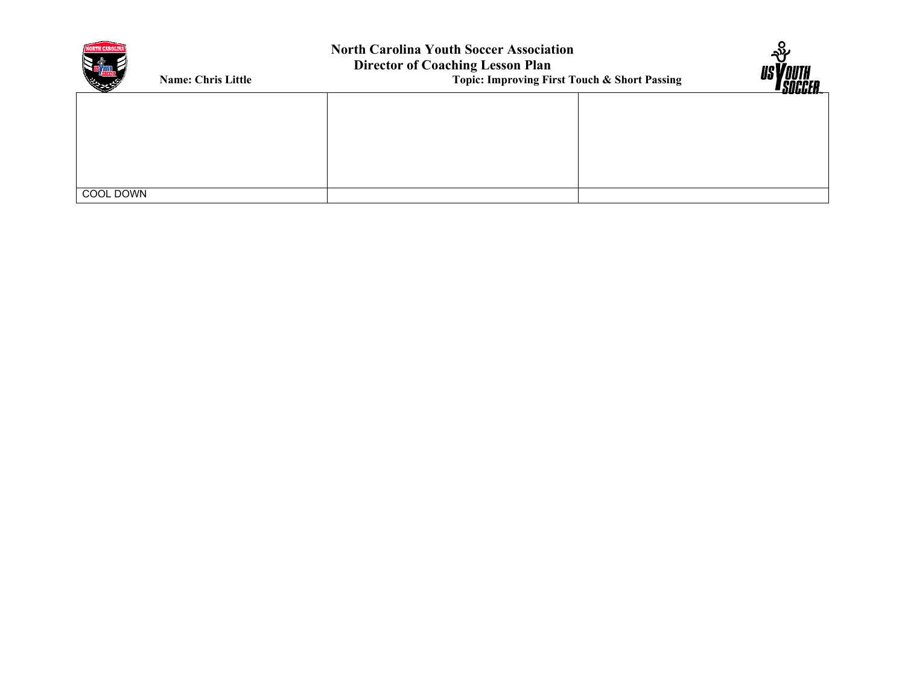# North Carolina Youth Soccer Association

## Director of Coaching Lesson Plan

**Name: Chris Little** **Topic: Improving First Touch & Short Passing**

| | | |
|---|---|---|
| | | |
| COOL DOWN | | |